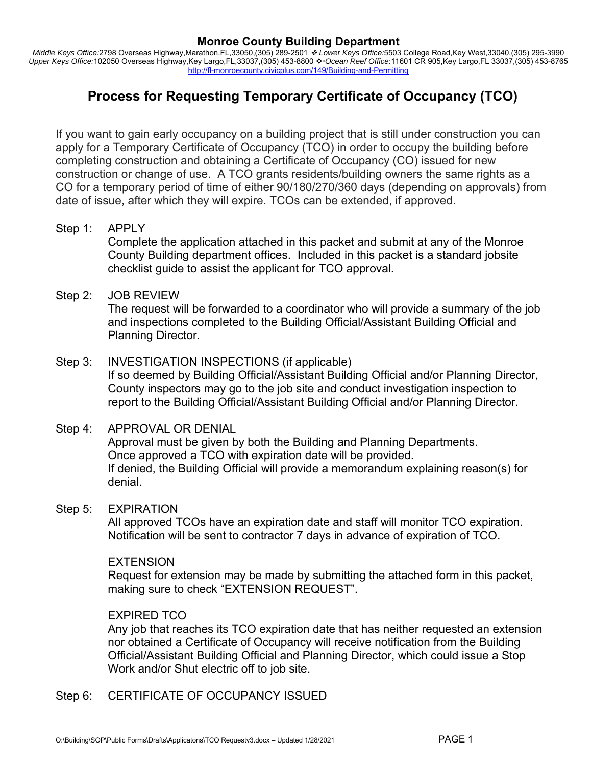# Monroe County Building Department

*Middle Keys Office:*2798 Overseas Highway,Marathon,FL,33050,(305) 289-2501 ❖ *Lower Keys Office:*5503 College Road,Key West,33040,(305) 295-3990
*Upper Keys Office:*102050 Overseas Highway,Key Largo,FL,33037,(305) 453-8800 ❖ *Ocean Reef Office*:11601 CR 905,Key Largo,FL 33037,(305) 453-8765
http://fl-monroecounty.civicplus.com/149/Building-and-Permitting

## Process for Requesting Temporary Certificate of Occupancy (TCO)

If you want to gain early occupancy on a building project that is still under construction you can apply for a Temporary Certificate of Occupancy (TCO) in order to occupy the building before completing construction and obtaining a Certificate of Occupancy (CO) issued for new construction or change of use. A TCO grants residents/building owners the same rights as a CO for a temporary period of time of either 90/180/270/360 days (depending on approvals) from date of issue, after which they will expire. TCOs can be extended, if approved.

Step 1: APPLY
Complete the application attached in this packet and submit at any of the Monroe County Building department offices. Included in this packet is a standard jobsite checklist guide to assist the applicant for TCO approval.

Step 2: JOB REVIEW
The request will be forwarded to a coordinator who will provide a summary of the job and inspections completed to the Building Official/Assistant Building Official and Planning Director.

Step 3: INVESTIGATION INSPECTIONS (if applicable)
If so deemed by Building Official/Assistant Building Official and/or Planning Director, County inspectors may go to the job site and conduct investigation inspection to report to the Building Official/Assistant Building Official and/or Planning Director.

Step 4: APPROVAL OR DENIAL
Approval must be given by both the Building and Planning Departments.
Once approved a TCO with expiration date will be provided.
If denied, the Building Official will provide a memorandum explaining reason(s) for denial.

Step 5: EXPIRATION
All approved TCOs have an expiration date and staff will monitor TCO expiration. Notification will be sent to contractor 7 days in advance of expiration of TCO.

EXTENSION
Request for extension may be made by submitting the attached form in this packet, making sure to check "EXTENSION REQUEST".

EXPIRED TCO
Any job that reaches its TCO expiration date that has neither requested an extension nor obtained a Certificate of Occupancy will receive notification from the Building Official/Assistant Building Official and Planning Director, which could issue a Stop Work and/or Shut electric off to job site.

Step 6: CERTIFICATE OF OCCUPANCY ISSUED

O:\Building\SOP\Public Forms\Drafts\Applicatons\TCO Requestv3.docx – Updated 1/28/2021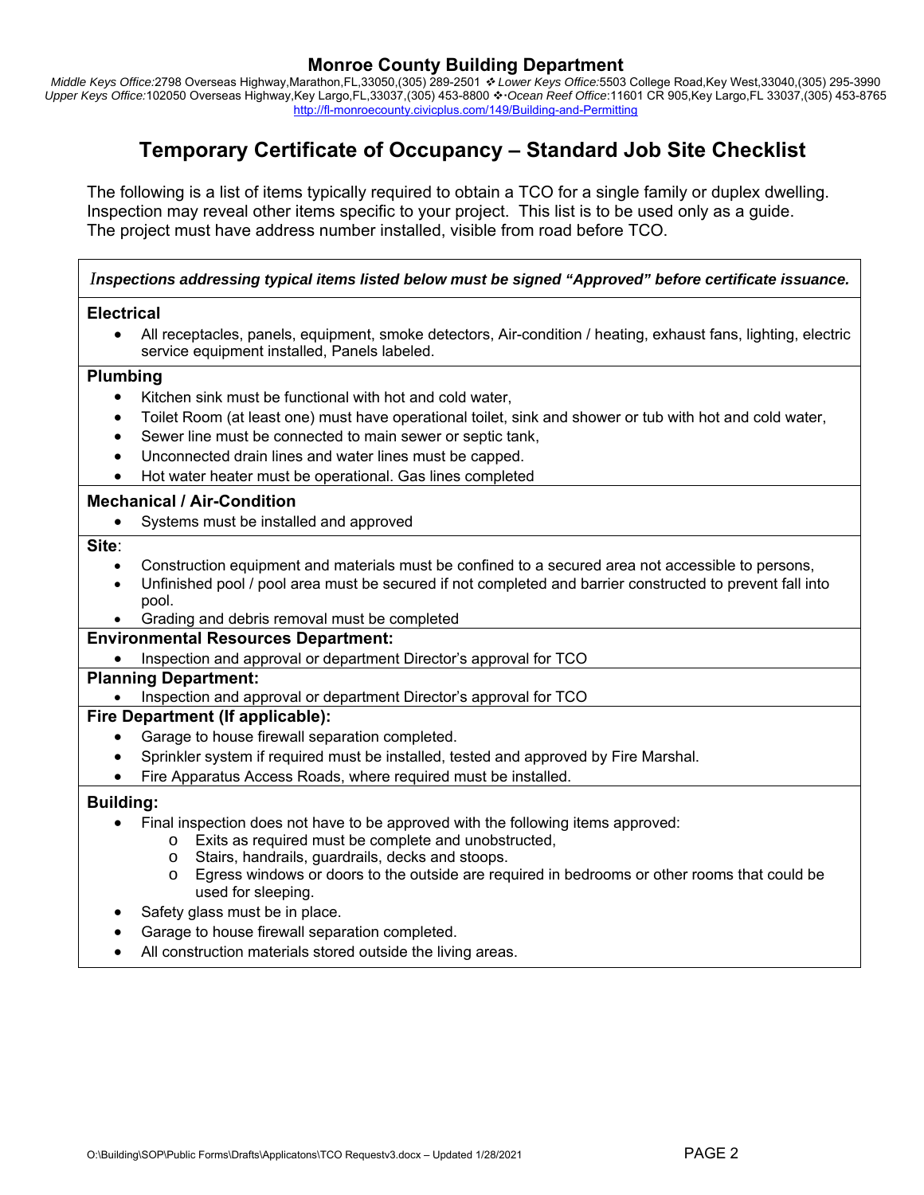# Monroe County Building Department

*Middle Keys Office:*2798 Overseas Highway,Marathon,FL,33050,(305) 289-2501 ❖ *Lower Keys Office:*5503 College Road,Key West,33040,(305) 295-3990
*Upper Keys Office:*102050 Overseas Highway,Key Largo,FL,33037,(305) 453-8800 ❖ *Ocean Reef Office*:11601 CR 905,Key Largo,FL 33037,(305) 453-8765
http://fl-monroecounty.civicplus.com/149/Building-and-Permitting

## Temporary Certificate of Occupancy – Standard Job Site Checklist

The following is a list of items typically required to obtain a TCO for a single family or duplex dwelling. Inspection may reveal other items specific to your project. This list is to be used only as a guide. The project must have address number installed, visible from road before TCO.

***Inspections addressing typical items listed below must be signed "Approved" before certificate issuance.***

**Electrical**

- All receptacles, panels, equipment, smoke detectors, Air-condition / heating, exhaust fans, lighting, electric service equipment installed, Panels labeled.

**Plumbing**

- Kitchen sink must be functional with hot and cold water,
- Toilet Room (at least one) must have operational toilet, sink and shower or tub with hot and cold water,
- Sewer line must be connected to main sewer or septic tank,
- Unconnected drain lines and water lines must be capped.
- Hot water heater must be operational. Gas lines completed

**Mechanical / Air-Condition**

- Systems must be installed and approved

**Site**:

- Construction equipment and materials must be confined to a secured area not accessible to persons,
- Unfinished pool / pool area must be secured if not completed and barrier constructed to prevent fall into pool.
- Grading and debris removal must be completed

**Environmental Resources Department:**

- Inspection and approval or department Director's approval for TCO

**Planning Department:**

- Inspection and approval or department Director's approval for TCO

**Fire Department (If applicable):**

- Garage to house firewall separation completed.
- Sprinkler system if required must be installed, tested and approved by Fire Marshal.
- Fire Apparatus Access Roads, where required must be installed.

**Building:**

- Final inspection does not have to be approved with the following items approved:
  - Exits as required must be complete and unobstructed,
  - Stairs, handrails, guardrails, decks and stoops.
  - Egress windows or doors to the outside are required in bedrooms or other rooms that could be used for sleeping.
- Safety glass must be in place.
- Garage to house firewall separation completed.
- All construction materials stored outside the living areas.

O:\Building\SOP\Public Forms\Drafts\Applicatons\TCO Requestv3.docx – Updated 1/28/2021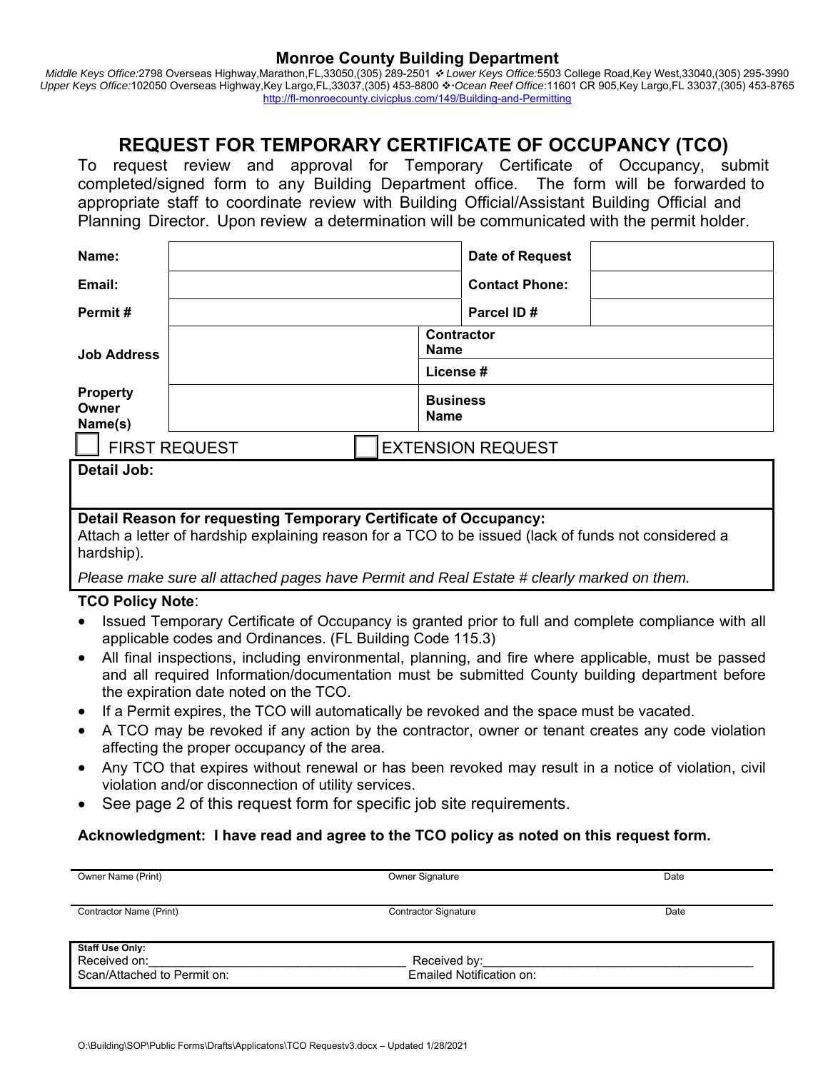## Monroe County Building Department

*Middle Keys Office:*2798 Overseas Highway,Marathon,FL,33050,(305) 289-2501 ❖ *Lower Keys Office:*5503 College Road,Key West,33040,(305) 295-3990
*Upper Keys Office:*102050 Overseas Highway,Key Largo,FL,33037,(305) 453-8800 ❖ *Ocean Reef Office*:11601 CR 905,Key Largo,FL 33037,(305) 453-8765
http://fl-monroecounty.civicplus.com/149/Building-and-Permitting

# REQUEST FOR TEMPORARY CERTIFICATE OF OCCUPANCY (TCO)

To request review and approval for Temporary Certificate of Occupancy, submit completed/signed form to any Building Department office. The form will be forwarded to appropriate staff to coordinate review with Building Official/Assistant Building Official and Planning Director. Upon review a determination will be communicated with the permit holder.

| | | | |
|---|---|---|---|
| **Name:** | | **Date of Request** | |
| **Email:** | | **Contact Phone:** | |
| **Permit #** | | **Parcel ID #** | |
| **Job Address** | | **Contractor Name** | |
| | | **License #** | |
| **Property Owner Name(s)** | | **Business Name** | |

☐ FIRST REQUEST ☐ EXTENSION REQUEST

**Detail Job:**

**Detail Reason for requesting Temporary Certificate of Occupancy:**
Attach a letter of hardship explaining reason for a TCO to be issued (lack of funds not considered a hardship).

*Please make sure all attached pages have Permit and Real Estate # clearly marked on them.*

**TCO Policy Note**:

- Issued Temporary Certificate of Occupancy is granted prior to full and complete compliance with all applicable codes and Ordinances. (FL Building Code 115.3)
- All final inspections, including environmental, planning, and fire where applicable, must be passed and all required Information/documentation must be submitted County building department before the expiration date noted on the TCO.
- If a Permit expires, the TCO will automatically be revoked and the space must be vacated.
- A TCO may be revoked if any action by the contractor, owner or tenant creates any code violation affecting the proper occupancy of the area.
- Any TCO that expires without renewal or has been revoked may result in a notice of violation, civil violation and/or disconnection of utility services.
- See page 2 of this request form for specific job site requirements.

**Acknowledgment: I have read and agree to the TCO policy as noted on this request form.**

Owner Name (Print) Owner Signature Date

Contractor Name (Print) Contractor Signature Date

**Staff Use Only:**
Received on:____________________ Received by:____________________
Scan/Attached to Permit on: Emailed Notification on:

O:\Building\SOP\Public Forms\Drafts\Applicatons\TCO Requestv3.docx – Updated 1/28/2021